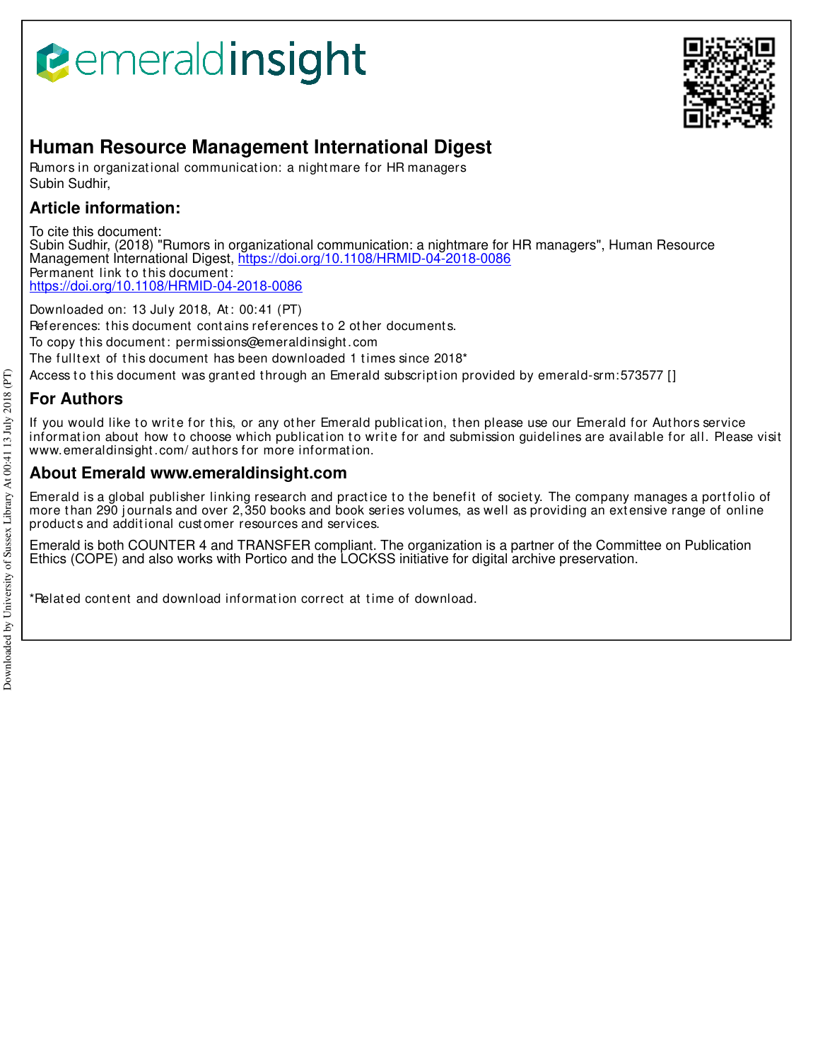# Human Resource Management International Digest

Rumors in organizational communication: a nightmare for HR managers
Subin Sudhir,

## Article information:

To cite this document:
Subin Sudhir, (2018) "Rumors in organizational communication: a nightmare for HR managers", Human Resource Management International Digest, https://doi.org/10.1108/HRMID-04-2018-0086
Permanent link to this document:
https://doi.org/10.1108/HRMID-04-2018-0086

Downloaded on: 13 July 2018, At: 00:41 (PT)
References: this document contains references to 2 other documents.
To copy this document: permissions@emeraldinsight.com
The fulltext of this document has been downloaded 1 times since 2018*
Access to this document was granted through an Emerald subscription provided by emerald-srm:573577 []

## For Authors

If you would like to write for this, or any other Emerald publication, then please use our Emerald for Authors service information about how to choose which publication to write for and submission guidelines are available for all. Please visit www.emeraldinsight.com/authors for more information.

## About Emerald www.emeraldinsight.com

Emerald is a global publisher linking research and practice to the benefit of society. The company manages a portfolio of more than 290 journals and over 2,350 books and book series volumes, as well as providing an extensive range of online products and additional customer resources and services.

Emerald is both COUNTER 4 and TRANSFER compliant. The organization is a partner of the Committee on Publication Ethics (COPE) and also works with Portico and the LOCKSS initiative for digital archive preservation.

*Related content and download information correct at time of download.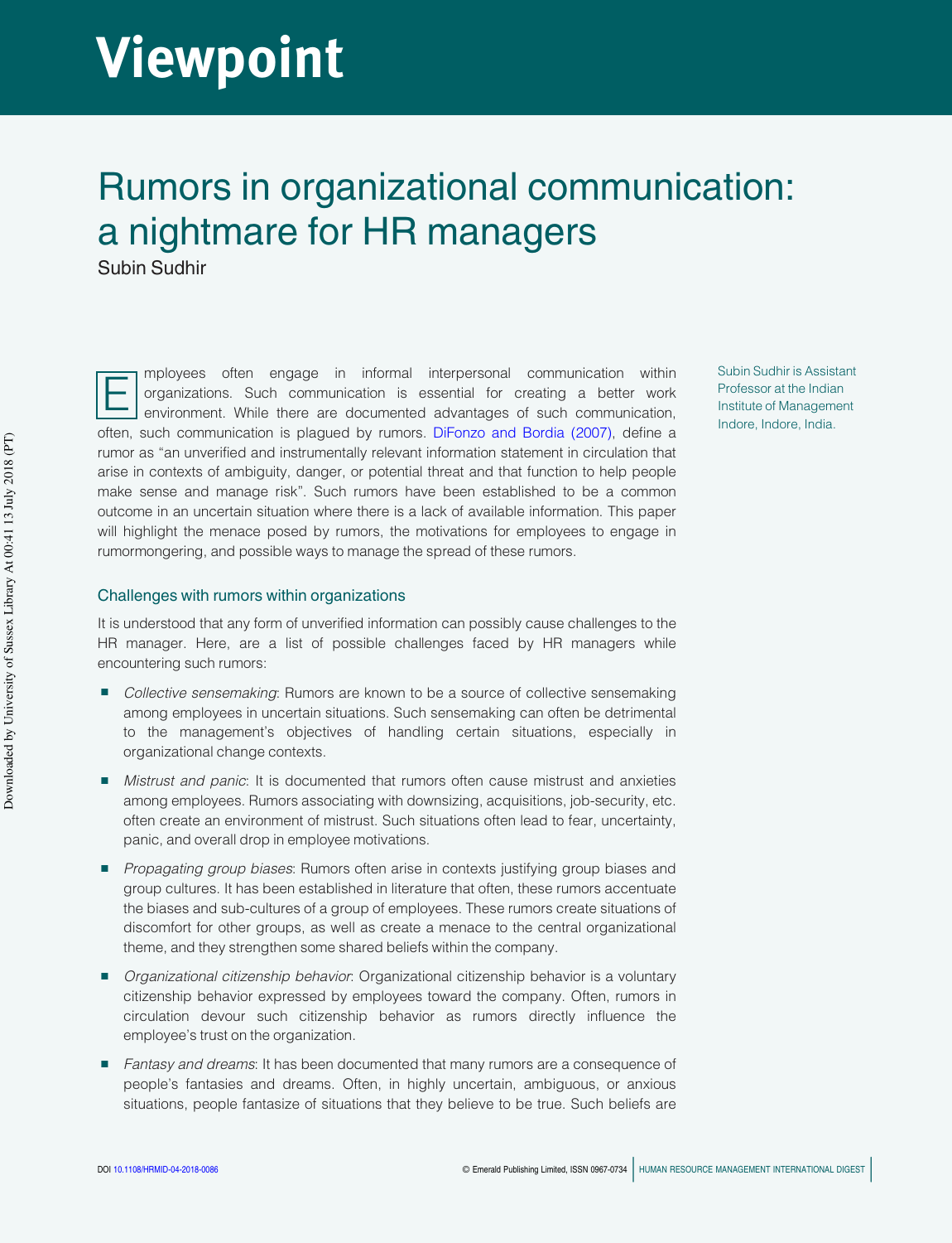# Viewpoint

# Rumors in organizational communication: a nightmare for HR managers

Subin Sudhir

Subin Sudhir is Assistant Professor at the Indian Institute of Management Indore, Indore, India.

Employees often engage in informal interpersonal communication within organizations. Such communication is essential for creating a better work environment. While there are documented advantages of such communication, often, such communication is plagued by rumors. DiFonzo and Bordia (2007), define a rumor as "an unverified and instrumentally relevant information statement in circulation that arise in contexts of ambiguity, danger, or potential threat and that function to help people make sense and manage risk". Such rumors have been established to be a common outcome in an uncertain situation where there is a lack of available information. This paper will highlight the menace posed by rumors, the motivations for employees to engage in rumormongering, and possible ways to manage the spread of these rumors.

## Challenges with rumors within organizations

It is understood that any form of unverified information can possibly cause challenges to the HR manager. Here, are a list of possible challenges faced by HR managers while encountering such rumors:

- *Collective sensemaking*: Rumors are known to be a source of collective sensemaking among employees in uncertain situations. Such sensemaking can often be detrimental to the management's objectives of handling certain situations, especially in organizational change contexts.
- *Mistrust and panic*: It is documented that rumors often cause mistrust and anxieties among employees. Rumors associating with downsizing, acquisitions, job-security, etc. often create an environment of mistrust. Such situations often lead to fear, uncertainty, panic, and overall drop in employee motivations.
- *Propagating group biases*: Rumors often arise in contexts justifying group biases and group cultures. It has been established in literature that often, these rumors accentuate the biases and sub-cultures of a group of employees. These rumors create situations of discomfort for other groups, as well as create a menace to the central organizational theme, and they strengthen some shared beliefs within the company.
- *Organizational citizenship behavior*: Organizational citizenship behavior is a voluntary citizenship behavior expressed by employees toward the company. Often, rumors in circulation devour such citizenship behavior as rumors directly influence the employee's trust on the organization.
- *Fantasy and dreams*: It has been documented that many rumors are a consequence of people's fantasies and dreams. Often, in highly uncertain, ambiguous, or anxious situations, people fantasize of situations that they believe to be true. Such beliefs are

DOI 10.1108/HRMID-04-2018-0086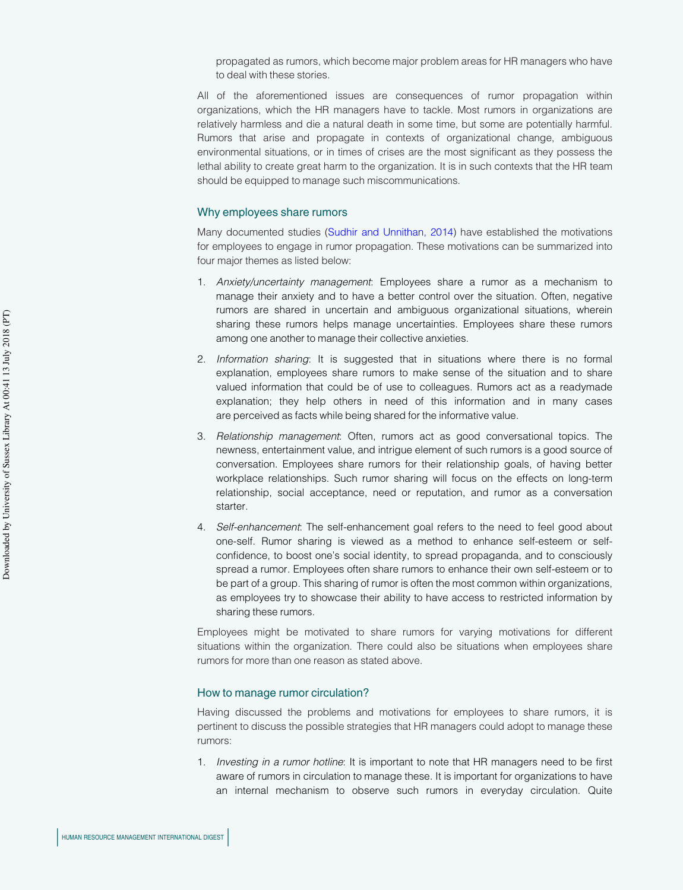propagated as rumors, which become major problem areas for HR managers who have to deal with these stories.

All of the aforementioned issues are consequences of rumor propagation within organizations, which the HR managers have to tackle. Most rumors in organizations are relatively harmless and die a natural death in some time, but some are potentially harmful. Rumors that arise and propagate in contexts of organizational change, ambiguous environmental situations, or in times of crises are the most significant as they possess the lethal ability to create great harm to the organization. It is in such contexts that the HR team should be equipped to manage such miscommunications.

## Why employees share rumors

Many documented studies (Sudhir and Unnithan, 2014) have established the motivations for employees to engage in rumor propagation. These motivations can be summarized into four major themes as listed below:

1. *Anxiety/uncertainty management*: Employees share a rumor as a mechanism to manage their anxiety and to have a better control over the situation. Often, negative rumors are shared in uncertain and ambiguous organizational situations, wherein sharing these rumors helps manage uncertainties. Employees share these rumors among one another to manage their collective anxieties.
2. *Information sharing*: It is suggested that in situations where there is no formal explanation, employees share rumors to make sense of the situation and to share valued information that could be of use to colleagues. Rumors act as a readymade explanation; they help others in need of this information and in many cases are perceived as facts while being shared for the informative value.
3. *Relationship management*: Often, rumors act as good conversational topics. The newness, entertainment value, and intrigue element of such rumors is a good source of conversation. Employees share rumors for their relationship goals, of having better workplace relationships. Such rumor sharing will focus on the effects on long-term relationship, social acceptance, need or reputation, and rumor as a conversation starter.
4. *Self-enhancement*: The self-enhancement goal refers to the need to feel good about one-self. Rumor sharing is viewed as a method to enhance self-esteem or self-confidence, to boost one's social identity, to spread propaganda, and to consciously spread a rumor. Employees often share rumors to enhance their own self-esteem or to be part of a group. This sharing of rumor is often the most common within organizations, as employees try to showcase their ability to have access to restricted information by sharing these rumors.

Employees might be motivated to share rumors for varying motivations for different situations within the organization. There could also be situations when employees share rumors for more than one reason as stated above.

## How to manage rumor circulation?

Having discussed the problems and motivations for employees to share rumors, it is pertinent to discuss the possible strategies that HR managers could adopt to manage these rumors:

1. *Investing in a rumor hotline*: It is important to note that HR managers need to be first aware of rumors in circulation to manage these. It is important for organizations to have an internal mechanism to observe such rumors in everyday circulation. Quite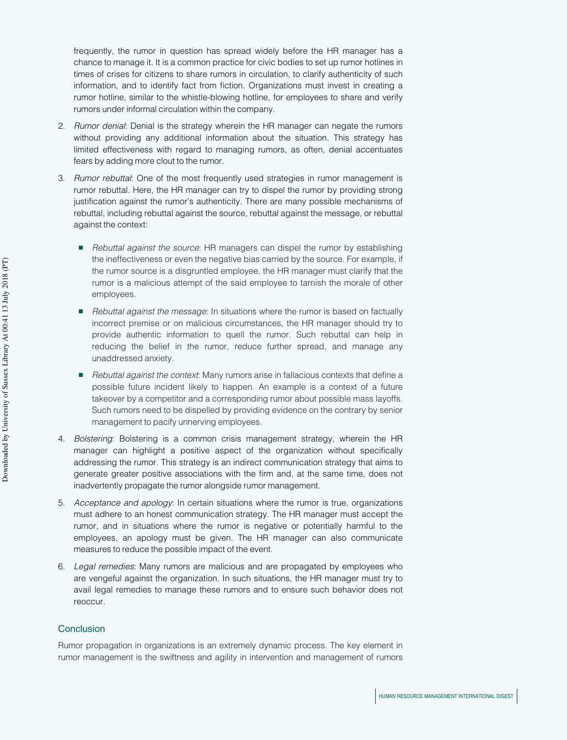frequently, the rumor in question has spread widely before the HR manager has a chance to manage it. It is a common practice for civic bodies to set up rumor hotlines in times of crises for citizens to share rumors in circulation, to clarify authenticity of such information, and to identify fact from fiction. Organizations must invest in creating a rumor hotline, similar to the whistle-blowing hotline, for employees to share and verify rumors under informal circulation within the company.

2. *Rumor denial*: Denial is the strategy wherein the HR manager can negate the rumors without providing any additional information about the situation. This strategy has limited effectiveness with regard to managing rumors, as often, denial accentuates fears by adding more clout to the rumor.

3. *Rumor rebuttal*: One of the most frequently used strategies in rumor management is rumor rebuttal. Here, the HR manager can try to dispel the rumor by providing strong justification against the rumor's authenticity. There are many possible mechanisms of rebuttal, including rebuttal against the source, rebuttal against the message, or rebuttal against the context:

   - *Rebuttal against the source*: HR managers can dispel the rumor by establishing the ineffectiveness or even the negative bias carried by the source. For example, if the rumor source is a disgruntled employee, the HR manager must clarify that the rumor is a malicious attempt of the said employee to tarnish the morale of other employees.
   - *Rebuttal against the message*: In situations where the rumor is based on factually incorrect premise or on malicious circumstances, the HR manager should try to provide authentic information to quell the rumor. Such rebuttal can help in reducing the belief in the rumor, reduce further spread, and manage any unaddressed anxiety.
   - *Rebuttal against the context*: Many rumors arise in fallacious contexts that define a possible future incident likely to happen. An example is a context of a future takeover by a competitor and a corresponding rumor about possible mass layoffs. Such rumors need to be dispelled by providing evidence on the contrary by senior management to pacify unnerving employees.

4. *Bolstering*: Bolstering is a common crisis management strategy, wherein the HR manager can highlight a positive aspect of the organization without specifically addressing the rumor. This strategy is an indirect communication strategy that aims to generate greater positive associations with the firm and, at the same time, does not inadvertently propagate the rumor alongside rumor management.

5. *Acceptance and apology*: In certain situations where the rumor is true, organizations must adhere to an honest communication strategy. The HR manager must accept the rumor, and in situations where the rumor is negative or potentially harmful to the employees, an apology must be given. The HR manager can also communicate measures to reduce the possible impact of the event.

6. *Legal remedies*: Many rumors are malicious and are propagated by employees who are vengeful against the organization. In such situations, the HR manager must try to avail legal remedies to manage these rumors and to ensure such behavior does not reoccur.

## Conclusion

Rumor propagation in organizations is an extremely dynamic process. The key element in rumor management is the swiftness and agility in intervention and management of rumors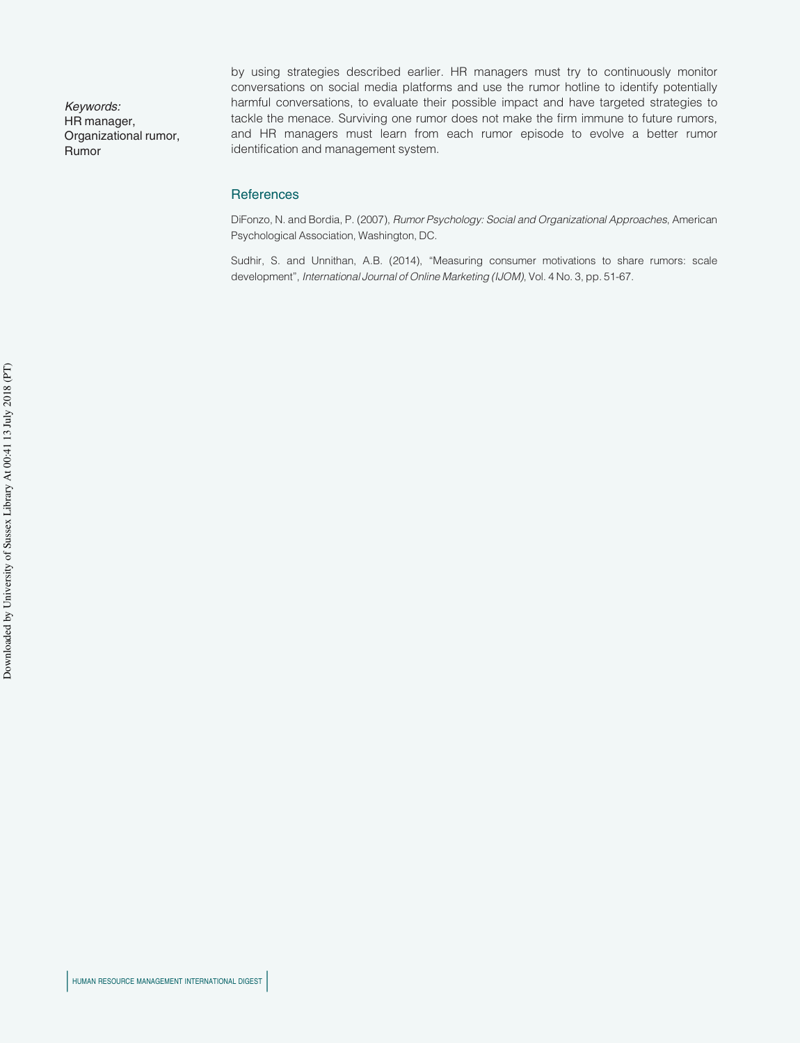*Keywords:*
HR manager,
Organizational rumor,
Rumor

by using strategies described earlier. HR managers must try to continuously monitor conversations on social media platforms and use the rumor hotline to identify potentially harmful conversations, to evaluate their possible impact and have targeted strategies to tackle the menace. Surviving one rumor does not make the firm immune to future rumors, and HR managers must learn from each rumor episode to evolve a better rumor identification and management system.

## References

DiFonzo, N. and Bordia, P. (2007), *Rumor Psychology: Social and Organizational Approaches*, American Psychological Association, Washington, DC.

Sudhir, S. and Unnithan, A.B. (2014), "Measuring consumer motivations to share rumors: scale development", *International Journal of Online Marketing (IJOM)*, Vol. 4 No. 3, pp. 51-67.